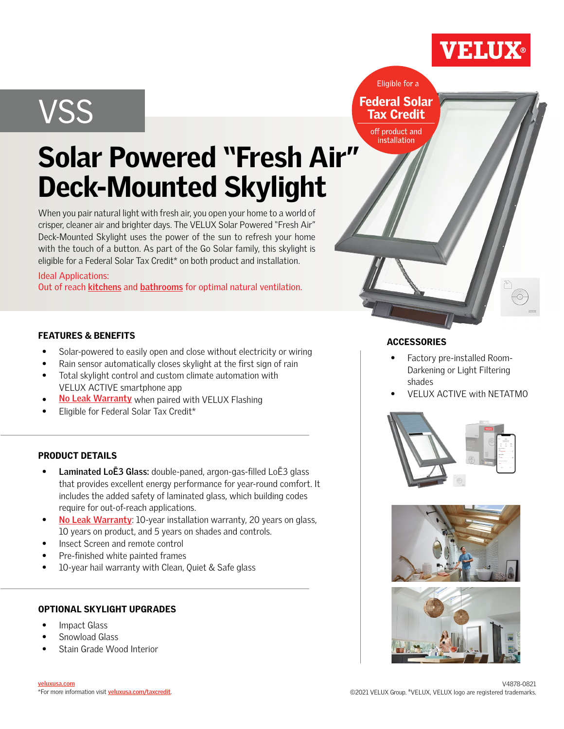VELUX®

# VSS

Eligible for a **Federal Solar Tax Credit** off product and installation

# Solar Powered "Fresh Air" Deck-Mounted Skylight

When you pair natural light with fresh air, you open your home to a world of crisper, cleaner air and brighter days. The VELUX Solar Powered "Fresh Air" Deck-Mounted Skylight uses the power of the sun to refresh your home with the touch of a button. As part of the Go Solar family, this skylight is eligible for a Federal Solar Tax Credit* on both product and installation.

Ideal Applications:
Out of reach **kitchens** and **bathrooms** for optimal natural ventilation.

## FEATURES & BENEFITS

- Solar-powered to easily open and close without electricity or wiring
- Rain sensor automatically closes skylight at the first sign of rain
- Total skylight control and custom climate automation with VELUX ACTIVE smartphone app
- No Leak Warranty when paired with VELUX Flashing
- Eligible for Federal Solar Tax Credit*

## PRODUCT DETAILS

- **Laminated LoĒ3 Glass:** double-paned, argon-gas-filled LoĒ3 glass that provides excellent energy performance for year-round comfort. It includes the added safety of laminated glass, which building codes require for out-of-reach applications.
- No Leak Warranty: 10-year installation warranty, 20 years on glass, 10 years on product, and 5 years on shades and controls.
- Insect Screen and remote control
- Pre-finished white painted frames
- 10-year hail warranty with Clean, Quiet & Safe glass

## OPTIONAL SKYLIGHT UPGRADES

- Impact Glass
- Snowload Glass
- Stain Grade Wood Interior

## ACCESSORIES

- Factory pre-installed Room-Darkening or Light Filtering shades
- VELUX ACTIVE with NETATMO

veluxusa.com
*For more information visit veluxusa.com/taxcredit.

V4878-0821
©2021 VELUX Group. ®VELUX, VELUX logo are registered trademarks.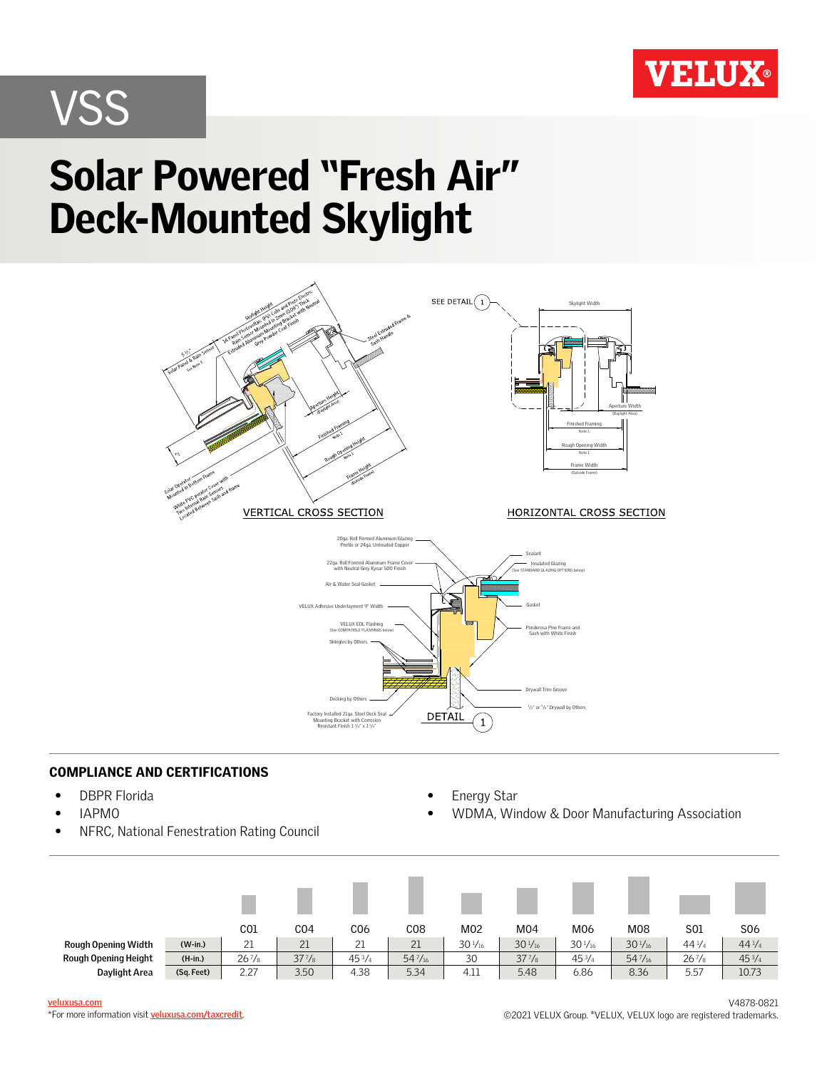VELUX

# VSS

# Solar Powered "Fresh Air" Deck-Mounted Skylight

VERTICAL CROSS SECTION

HORIZONTAL CROSS SECTION

DETAIL 1

## COMPLIANCE AND CERTIFICATIONS

- DBPR Florida
- IAPMO
- NFRC, National Fenestration Rating Council
- Energy Star
- WDMA, Window & Door Manufacturing Association

| | | C01 | C04 | C06 | C08 | M02 | M04 | M06 | M08 | S01 | S06 |
|---|---|---|---|---|---|---|---|---|---|---|---|
| **Rough Opening Width** | **(W-in.)** | 21 | 21 | 21 | 21 | 30 1/16 | 30 1/16 | 30 1/16 | 30 1/16 | 44 1/4 | 44 1/4 |
| **Rough Opening Height** | **(H-in.)** | 26 7/8 | 37 7/8 | 45 3/4 | 54 7/16 | 30 | 37 7/8 | 45 3/4 | 54 7/16 | 26 7/8 | 45 3/4 |
| **Daylight Area** | **(Sq. Feet)** | 2.27 | 3.50 | 4.38 | 5.34 | 4.11 | 5.48 | 6.86 | 8.36 | 5.57 | 10.73 |

veluxusa.com

*For more information visit veluxusa.com/taxcredit.

V4878-0821

©2021 VELUX Group. ®VELUX, VELUX logo are registered trademarks.